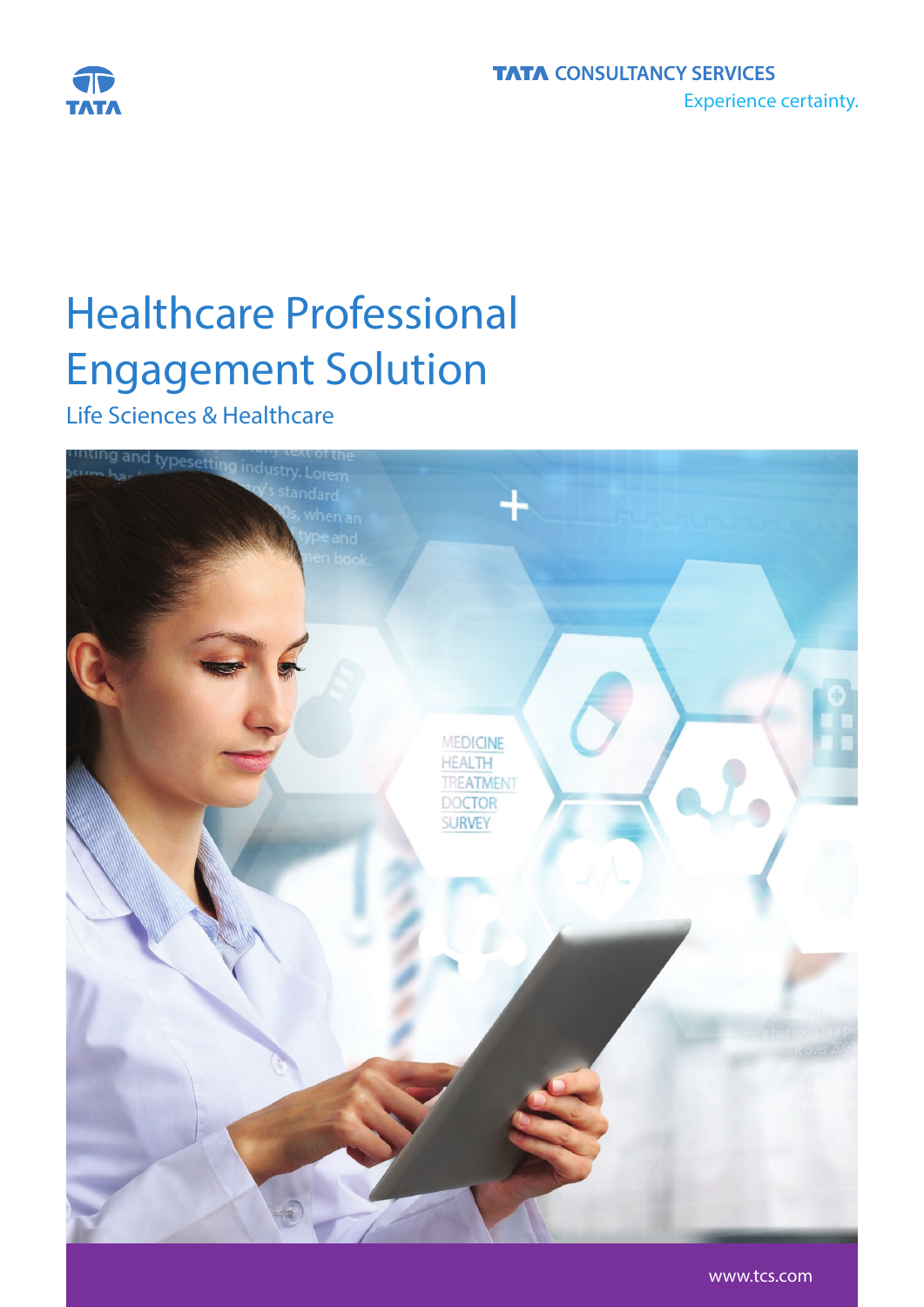TATA CONSULTANCY SERVICES

Experience certainty.

# Healthcare Professional Engagement Solution

## Life Sciences & Healthcare

www.tcs.com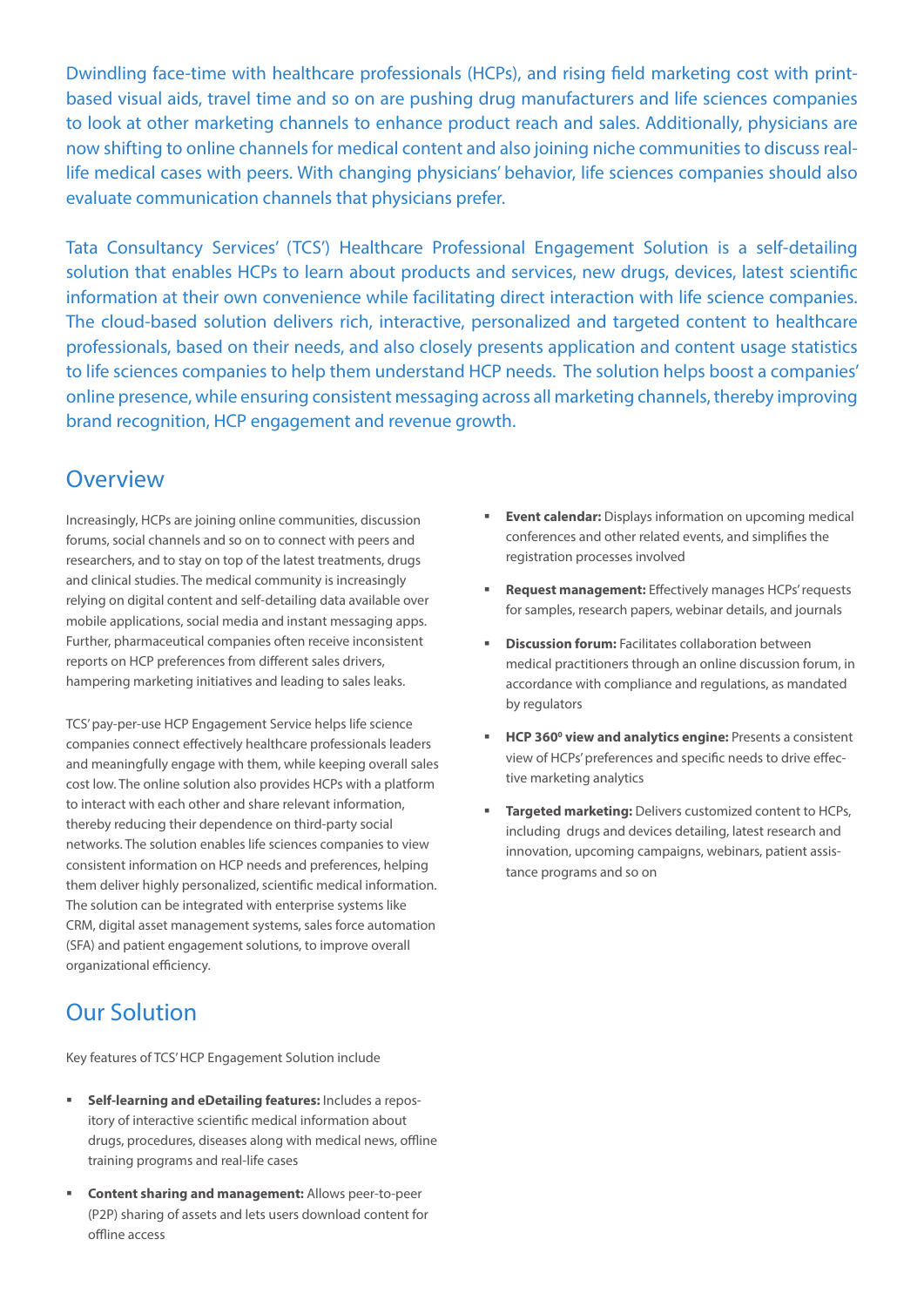Dwindling face-time with healthcare professionals (HCPs), and rising field marketing cost with print-based visual aids, travel time and so on are pushing drug manufacturers and life sciences companies to look at other marketing channels to enhance product reach and sales. Additionally, physicians are now shifting to online channels for medical content and also joining niche communities to discuss real-life medical cases with peers. With changing physicians' behavior, life sciences companies should also evaluate communication channels that physicians prefer.

Tata Consultancy Services' (TCS') Healthcare Professional Engagement Solution is a self-detailing solution that enables HCPs to learn about products and services, new drugs, devices, latest scientific information at their own convenience while facilitating direct interaction with life science companies. The cloud-based solution delivers rich, interactive, personalized and targeted content to healthcare professionals, based on their needs, and also closely presents application and content usage statistics to life sciences companies to help them understand HCP needs. The solution helps boost a companies' online presence, while ensuring consistent messaging across all marketing channels, thereby improving brand recognition, HCP engagement and revenue growth.

## Overview

Increasingly, HCPs are joining online communities, discussion forums, social channels and so on to connect with peers and researchers, and to stay on top of the latest treatments, drugs and clinical studies. The medical community is increasingly relying on digital content and self-detailing data available over mobile applications, social media and instant messaging apps. Further, pharmaceutical companies often receive inconsistent reports on HCP preferences from different sales drivers, hampering marketing initiatives and leading to sales leaks.

TCS' pay-per-use HCP Engagement Service helps life science companies connect effectively healthcare professionals leaders and meaningfully engage with them, while keeping overall sales cost low. The online solution also provides HCPs with a platform to interact with each other and share relevant information, thereby reducing their dependence on third-party social networks. The solution enables life sciences companies to view consistent information on HCP needs and preferences, helping them deliver highly personalized, scientific medical information. The solution can be integrated with enterprise systems like CRM, digital asset management systems, sales force automation (SFA) and patient engagement solutions, to improve overall organizational efficiency.

## Our Solution

Key features of TCS' HCP Engagement Solution include

- **Self-learning and eDetailing features:** Includes a repository of interactive scientific medical information about drugs, procedures, diseases along with medical news, offline training programs and real-life cases
- **Content sharing and management:** Allows peer-to-peer (P2P) sharing of assets and lets users download content for offline access
- **Event calendar:** Displays information on upcoming medical conferences and other related events, and simplifies the registration processes involved
- **Request management:** Effectively manages HCPs' requests for samples, research papers, webinar details, and journals
- **Discussion forum:** Facilitates collaboration between medical practitioners through an online discussion forum, in accordance with compliance and regulations, as mandated by regulators
- **HCP 360⁰ view and analytics engine:** Presents a consistent view of HCPs' preferences and specific needs to drive effective marketing analytics
- **Targeted marketing:** Delivers customized content to HCPs, including drugs and devices detailing, latest research and innovation, upcoming campaigns, webinars, patient assistance programs and so on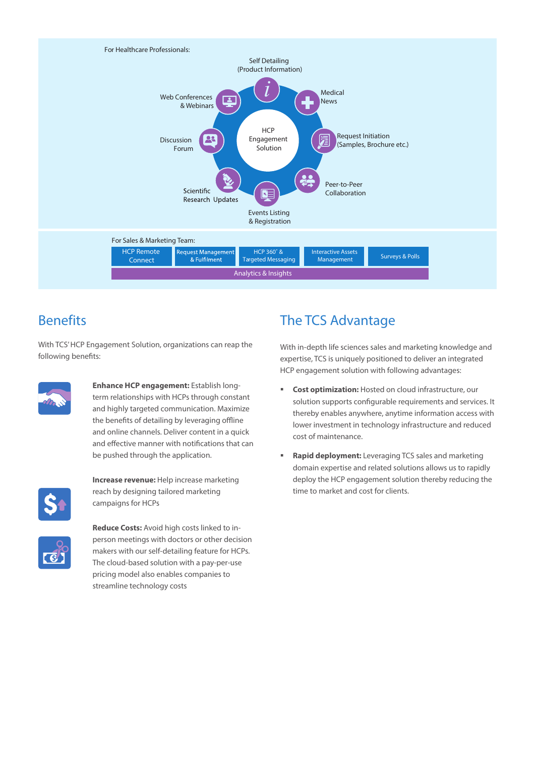For Healthcare Professionals:

- Self Detailing (Product Information)
- Medical News
- Request Initiation (Samples, Brochure etc.)
- Peer-to-Peer Collaboration
- Events Listing & Registration
- Scientific Research Updates
- Discussion Forum
- Web Conferences & Webinars

HCP Engagement Solution

For Sales & Marketing Team:

| HCP Remote Connect | Request Management & Fulfilment | HCP 360˚ & Targeted Messaging | Interactive Assets Management | Surveys & Polls |
|---|---|---|---|---|
| Analytics & Insights | | | | |

## Benefits

With TCS' HCP Engagement Solution, organizations can reap the following benefits:

**Enhance HCP engagement:** Establish long-term relationships with HCPs through constant and highly targeted communication. Maximize the benefits of detailing by leveraging offline and online channels. Deliver content in a quick and effective manner with notifications that can be pushed through the application.

**Increase revenue:** Help increase marketing reach by designing tailored marketing campaigns for HCPs

**Reduce Costs:** Avoid high costs linked to in-person meetings with doctors or other decision makers with our self-detailing feature for HCPs. The cloud-based solution with a pay-per-use pricing model also enables companies to streamline technology costs

## The TCS Advantage

With in-depth life sciences sales and marketing knowledge and expertise, TCS is uniquely positioned to deliver an integrated HCP engagement solution with following advantages:

- **Cost optimization:** Hosted on cloud infrastructure, our solution supports configurable requirements and services. It thereby enables anywhere, anytime information access with lower investment in technology infrastructure and reduced cost of maintenance.
- **Rapid deployment:** Leveraging TCS sales and marketing domain expertise and related solutions allows us to rapidly deploy the HCP engagement solution thereby reducing the time to market and cost for clients.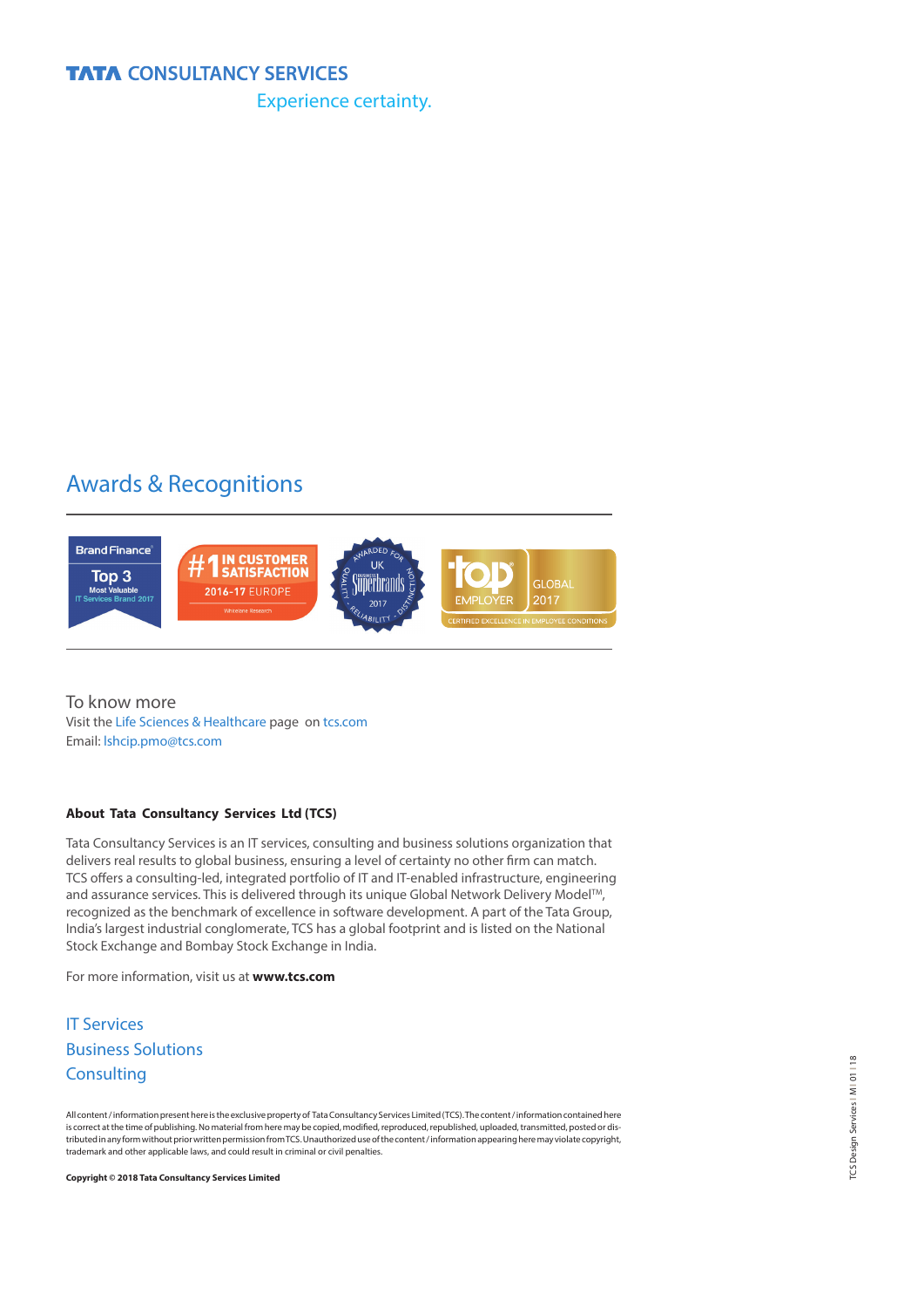**TATA CONSULTANCY SERVICES**

Experience certainty.

## Awards & Recognitions

Brand Finance
Top 3
Most Valuable
IT Services Brand 2017

#1 IN CUSTOMER SATISFACTION
2016-17 EUROPE
Whitelane Research

AWARDED FOR QUALITY · RELIABILITY · DISTINCTION
UK
Business Superbrands
2017

top EMPLOYER
GLOBAL 2017
CERTIFIED EXCELLENCE IN EMPLOYEE CONDITIONS

To know more

Visit the Life Sciences & Healthcare page on tcs.com

Email: lshcip.pmo@tcs.com

**About Tata Consultancy Services Ltd (TCS)**

Tata Consultancy Services is an IT services, consulting and business solutions organization that delivers real results to global business, ensuring a level of certainty no other firm can match. TCS offers a consulting-led, integrated portfolio of IT and IT-enabled infrastructure, engineering and assurance services. This is delivered through its unique Global Network Delivery Model™, recognized as the benchmark of excellence in software development. A part of the Tata Group, India's largest industrial conglomerate, TCS has a global footprint and is listed on the National Stock Exchange and Bombay Stock Exchange in India.

For more information, visit us at **www.tcs.com**

IT Services

Business Solutions

Consulting

All content / information present here is the exclusive property of Tata Consultancy Services Limited (TCS). The content / information contained here is correct at the time of publishing. No material from here may be copied, modified, reproduced, republished, uploaded, transmitted, posted or distributed in any form without prior written permission from TCS. Unauthorized use of the content / information appearing here may violate copyright, trademark and other applicable laws, and could result in criminal or civil penalties.

**Copyright © 2018 Tata Consultancy Services Limited**

TCS Design Services | M | 01 | 18